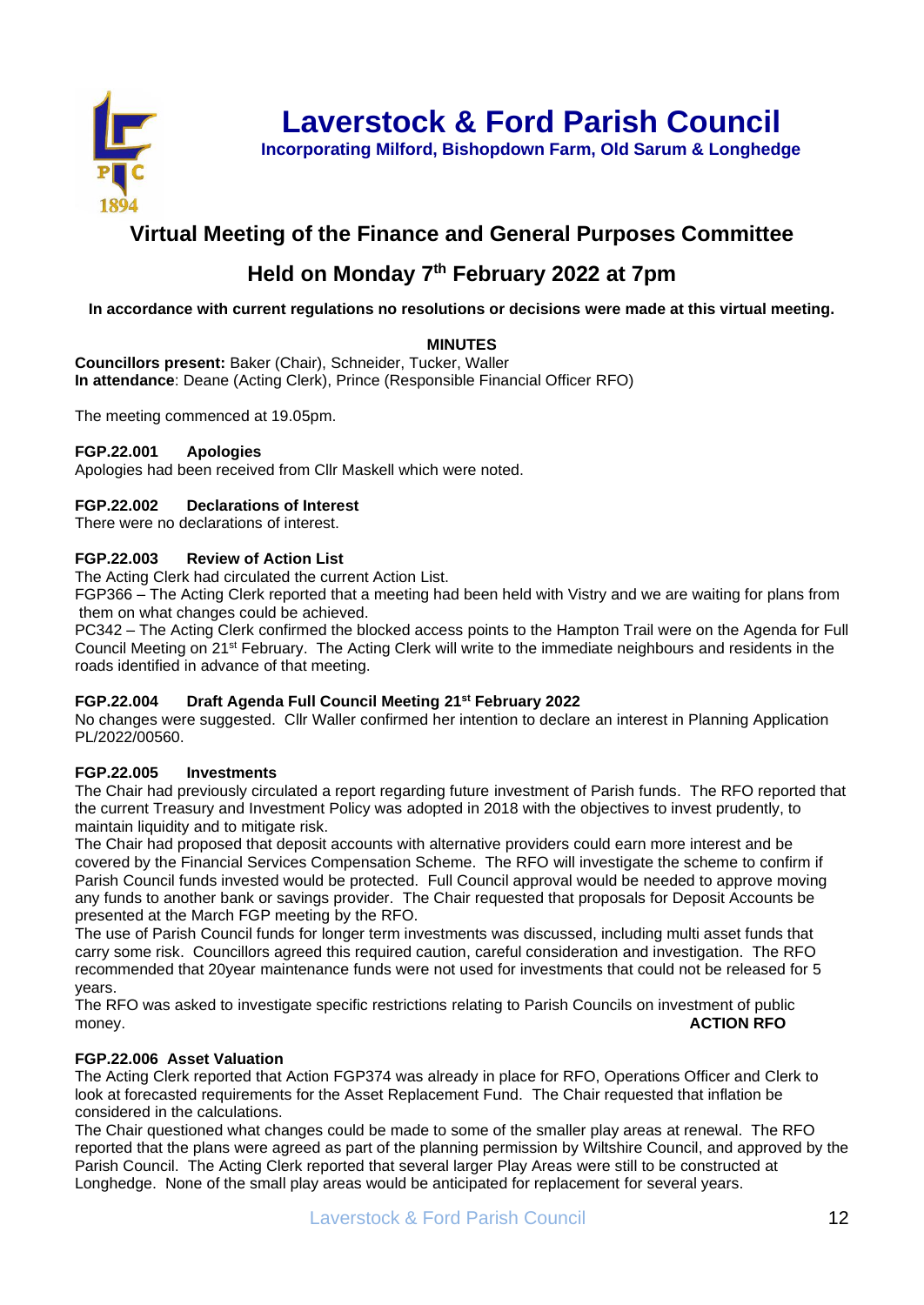# Laverstock & Ford Parish Council

**Incorporating Milford, Bishopdown Farm, Old Sarum & Longhedge**

## Virtual Meeting of the Finance and General Purposes Committee

## Held on Monday 7th February 2022 at 7pm

**In accordance with current regulations no resolutions or decisions were made at this virtual meeting.**

**MINUTES**

**Councillors present:** Baker (Chair), Schneider, Tucker, Waller
**In attendance**: Deane (Acting Clerk), Prince (Responsible Financial Officer RFO)

The meeting commenced at 19.05pm.

### FGP.22.001 Apologies

Apologies had been received from Cllr Maskell which were noted.

### FGP.22.002 Declarations of Interest

There were no declarations of interest.

### FGP.22.003 Review of Action List

The Acting Clerk had circulated the current Action List.

FGP366 – The Acting Clerk reported that a meeting had been held with Vistry and we are waiting for plans from them on what changes could be achieved.

PC342 – The Acting Clerk confirmed the blocked access points to the Hampton Trail were on the Agenda for Full Council Meeting on 21st February. The Acting Clerk will write to the immediate neighbours and residents in the roads identified in advance of that meeting.

### FGP.22.004 Draft Agenda Full Council Meeting 21st February 2022

No changes were suggested. Cllr Waller confirmed her intention to declare an interest in Planning Application PL/2022/00560.

### FGP.22.005 Investments

The Chair had previously circulated a report regarding future investment of Parish funds. The RFO reported that the current Treasury and Investment Policy was adopted in 2018 with the objectives to invest prudently, to maintain liquidity and to mitigate risk.

The Chair had proposed that deposit accounts with alternative providers could earn more interest and be covered by the Financial Services Compensation Scheme. The RFO will investigate the scheme to confirm if Parish Council funds invested would be protected. Full Council approval would be needed to approve moving any funds to another bank or savings provider. The Chair requested that proposals for Deposit Accounts be presented at the March FGP meeting by the RFO.

The use of Parish Council funds for longer term investments was discussed, including multi asset funds that carry some risk. Councillors agreed this required caution, careful consideration and investigation. The RFO recommended that 20year maintenance funds were not used for investments that could not be released for 5 years.

The RFO was asked to investigate specific restrictions relating to Parish Councils on investment of public money. **ACTION RFO**

### FGP.22.006 Asset Valuation

The Acting Clerk reported that Action FGP374 was already in place for RFO, Operations Officer and Clerk to look at forecasted requirements for the Asset Replacement Fund. The Chair requested that inflation be considered in the calculations.

The Chair questioned what changes could be made to some of the smaller play areas at renewal. The RFO reported that the plans were agreed as part of the planning permission by Wiltshire Council, and approved by the Parish Council. The Acting Clerk reported that several larger Play Areas were still to be constructed at Longhedge. None of the small play areas would be anticipated for replacement for several years.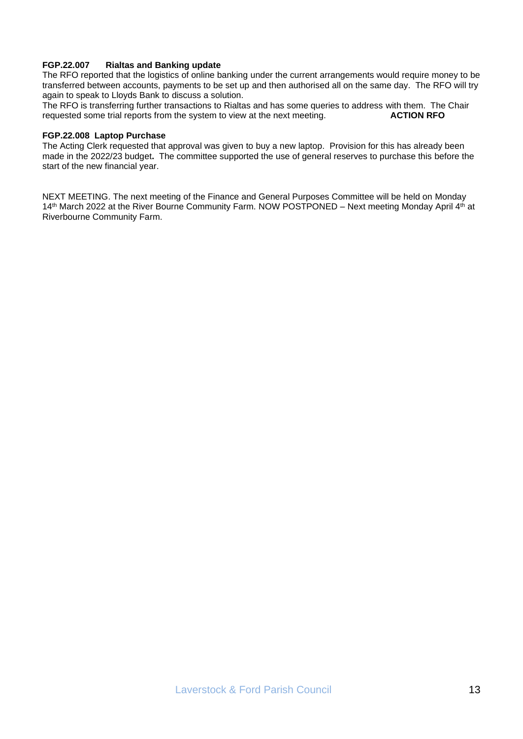**FGP.22.007 Rialtas and Banking update**

The RFO reported that the logistics of online banking under the current arrangements would require money to be transferred between accounts, payments to be set up and then authorised all on the same day. The RFO will try again to speak to Lloyds Bank to discuss a solution.

The RFO is transferring further transactions to Rialtas and has some queries to address with them. The Chair requested some trial reports from the system to view at the next meeting. **ACTION RFO**

**FGP.22.008 Laptop Purchase**

The Acting Clerk requested that approval was given to buy a new laptop. Provision for this has already been made in the 2022/23 budget**.** The committee supported the use of general reserves to purchase this before the start of the new financial year.

NEXT MEETING. The next meeting of the Finance and General Purposes Committee will be held on Monday 14th March 2022 at the River Bourne Community Farm. NOW POSTPONED – Next meeting Monday April 4th at Riverbourne Community Farm.